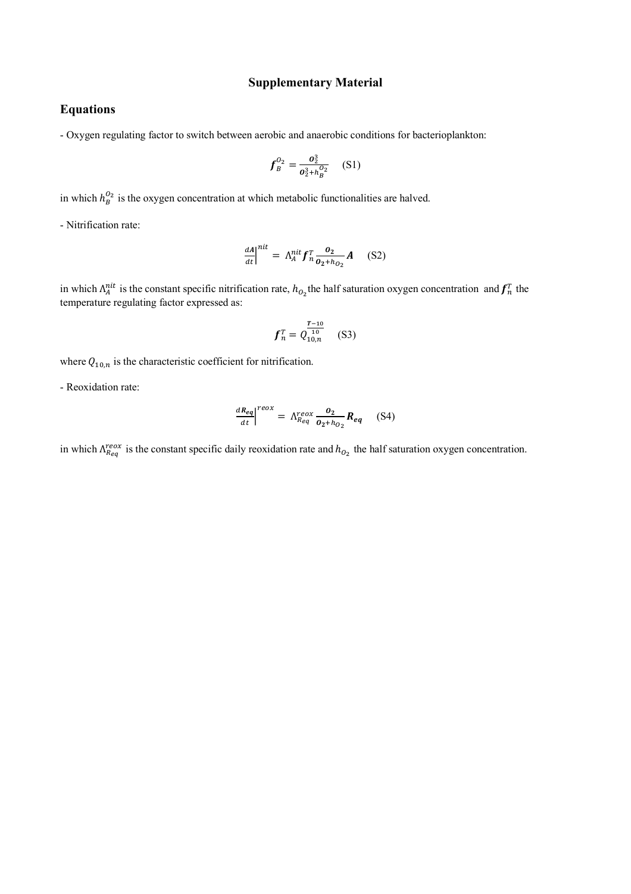# Supplementary Material

## Equations

- Oxygen regulating factor to switch between aerobic and anaerobic conditions for bacterioplankton:

$$\boldsymbol{f}_B^{O_2} = \frac{\boldsymbol{O}_2^3}{\boldsymbol{O}_2^3 + h_B^{O_2}} \quad \text{(S1)}$$

in which $h_B^{O_2}$ is the oxygen concentration at which metabolic functionalities are halved.

- Nitrification rate:

$$\left.\frac{d\boldsymbol{A}}{dt}\right|^{nit} = \Lambda_A^{nit} \boldsymbol{f}_n^T \frac{\boldsymbol{O}_2}{\boldsymbol{O}_2 + h_{O_2}} \boldsymbol{A} \quad \text{(S2)}$$

in which $\Lambda_A^{nit}$ is the constant specific nitrification rate, $h_{O_2}$ the half saturation oxygen concentration and $\boldsymbol{f}_n^T$ the temperature regulating factor expressed as:

$$\boldsymbol{f}_n^T = Q_{10,n}^{\frac{\boldsymbol{T}-10}{10}} \quad \text{(S3)}$$

where $Q_{10,n}$ is the characteristic coefficient for nitrification.

- Reoxidation rate:

$$\left.\frac{d\boldsymbol{R}_{\boldsymbol{eq}}}{dt}\right|^{reox} = \Lambda_{R_{eq}}^{reox} \frac{\boldsymbol{O}_2}{\boldsymbol{O}_2 + h_{O_2}} \boldsymbol{R}_{\boldsymbol{eq}} \quad \text{(S4)}$$

in which $\Lambda_{R_{eq}}^{reox}$ is the constant specific daily reoxidation rate and $h_{O_2}$ the half saturation oxygen concentration.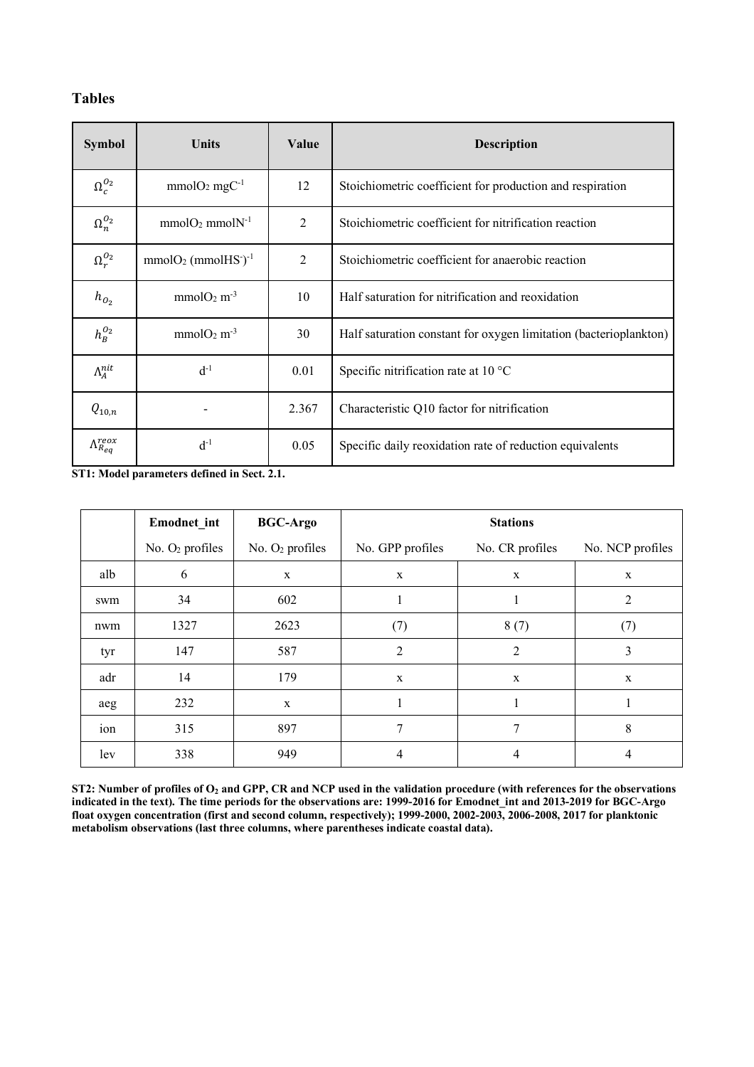## Tables

| Symbol | Units | Value | Description |
|---|---|---|---|
| $\Omega_c^{O_2}$ | $mmolO_2\ mgC^{-1}$ | 12 | Stoichiometric coefficient for production and respiration |
| $\Omega_n^{O_2}$ | $mmolO_2\ mmolN^{-1}$ | 2 | Stoichiometric coefficient for nitrification reaction |
| $\Omega_r^{O_2}$ | $mmolO_2\ (mmolHS^{-})^{-1}$ | 2 | Stoichiometric coefficient for anaerobic reaction |
| $h_{O_2}$ | $mmolO_2\ m^{-3}$ | 10 | Half saturation for nitrification and reoxidation |
| $h_B^{O_2}$ | $mmolO_2\ m^{-3}$ | 30 | Half saturation constant for oxygen limitation (bacterioplankton) |
| $\Lambda_A^{nit}$ | $d^{-1}$ | 0.01 | Specific nitrification rate at 10 °C |
| $Q_{10,n}$ | - | 2.367 | Characteristic Q10 factor for nitrification |
| $\Lambda_{R_{eq}}^{reox}$ | $d^{-1}$ | 0.05 | Specific daily reoxidation rate of reduction equivalents |

**ST1: Model parameters defined in Sect. 2.1.**

| | Emodnet_int | BGC-Argo | Stations | | |
|---|---|---|---|---|---|
| | No. $O_2$ profiles | No. $O_2$ profiles | No. GPP profiles | No. CR profiles | No. NCP profiles |
| alb | 6 | x | x | x | x |
| swm | 34 | 602 | 1 | 1 | 2 |
| nwm | 1327 | 2623 | (7) | 8 (7) | (7) |
| tyr | 147 | 587 | 2 | 2 | 3 |
| adr | 14 | 179 | x | x | x |
| aeg | 232 | x | 1 | 1 | 1 |
| ion | 315 | 897 | 7 | 7 | 8 |
| lev | 338 | 949 | 4 | 4 | 4 |

**ST2: Number of profiles of $O_2$ and GPP, CR and NCP used in the validation procedure (with references for the observations indicated in the text). The time periods for the observations are: 1999-2016 for Emodnet_int and 2013-2019 for BGC-Argo float oxygen concentration (first and second column, respectively); 1999-2000, 2002-2003, 2006-2008, 2017 for planktonic metabolism observations (last three columns, where parentheses indicate coastal data).**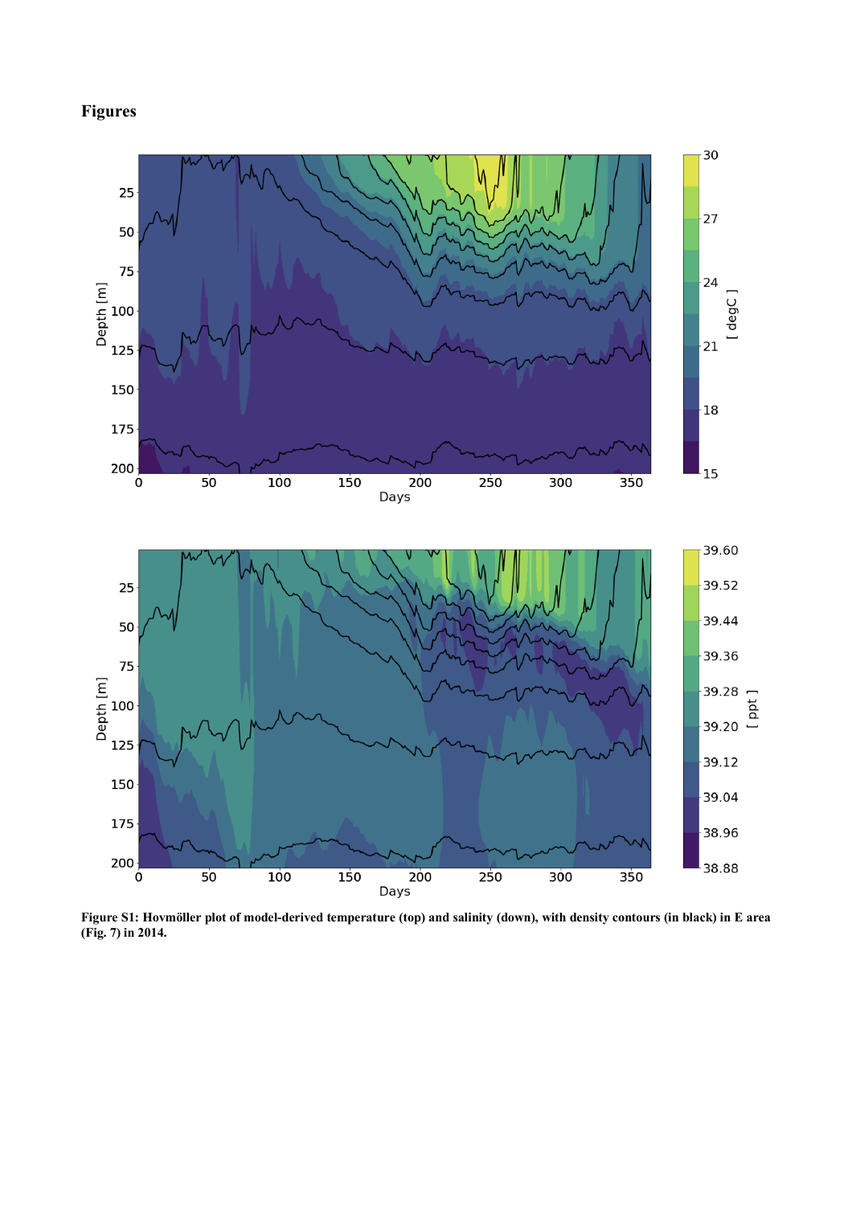# Figures

**Figure S1: Hovmöller plot of model-derived temperature (top) and salinity (down), with density contours (in black) in E area (Fig. 7) in 2014.**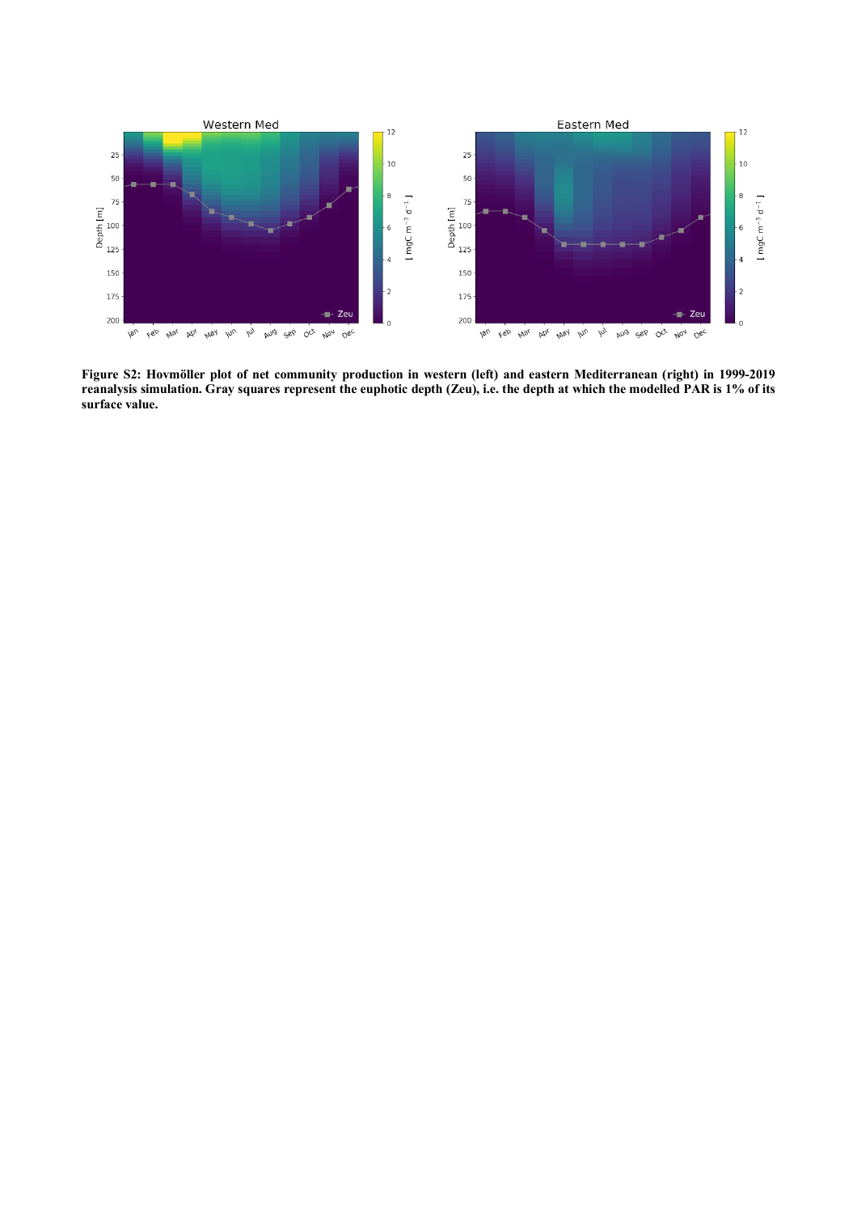**Figure S2: Hovmöller plot of net community production in western (left) and eastern Mediterranean (right) in 1999-2019 reanalysis simulation. Gray squares represent the euphotic depth (Zeu), i.e. the depth at which the modelled PAR is 1% of its surface value.**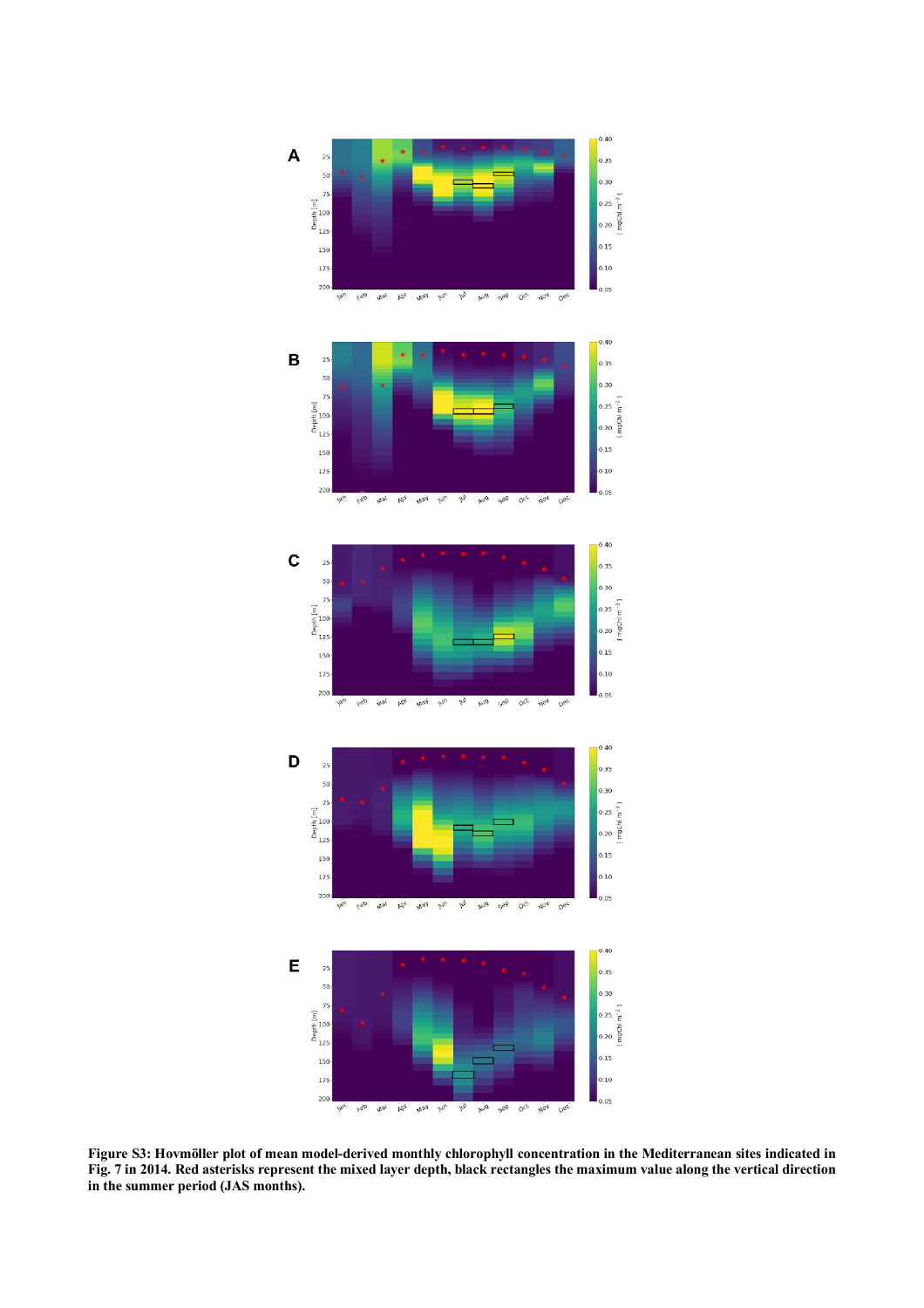A

25
50
75
100
125
150
175
200

Depth [m]

Jan Feb Mar Apr May Jun Jul Aug Sep Oct Nov Dec

0.40
0.35
0.30
0.25
0.20
0.15
0.10
0.05

[ mgChl m⁻³ ]

B

25
50
75
100
125
150
175
200

Depth [m]

Jan Feb Mar Apr May Jun Jul Aug Sep Oct Nov Dec

0.40
0.35
0.30
0.25
0.20
0.15
0.10
0.05

[ mgChl m⁻³ ]

C

25
50
75
100
125
150
175
200

Depth [m]

Jan Feb Mar Apr May Jun Jul Aug Sep Oct Nov Dec

0.40
0.35
0.30
0.25
0.20
0.15
0.10
0.05

[ mgChl m⁻³ ]

D

25
50
75
100
125
150
175
200

Depth [m]

Jan Feb Mar Apr May Jun Jul Aug Sep Oct Nov Dec

0.40
0.35
0.30
0.25
0.20
0.15
0.10
0.05

[ mgChl m⁻³ ]

E

25
50
75
100
125
150
175
200

Depth [m]

Jan Feb Mar Apr May Jun Jul Aug Sep Oct Nov Dec

0.40
0.35
0.30
0.25
0.20
0.15
0.10
0.05

[ mgChl m⁻³ ]

**Figure S3: Hovmöller plot of mean model-derived monthly chlorophyll concentration in the Mediterranean sites indicated in Fig. 7 in 2014. Red asterisks represent the mixed layer depth, black rectangles the maximum value along the vertical direction in the summer period (JAS months).**